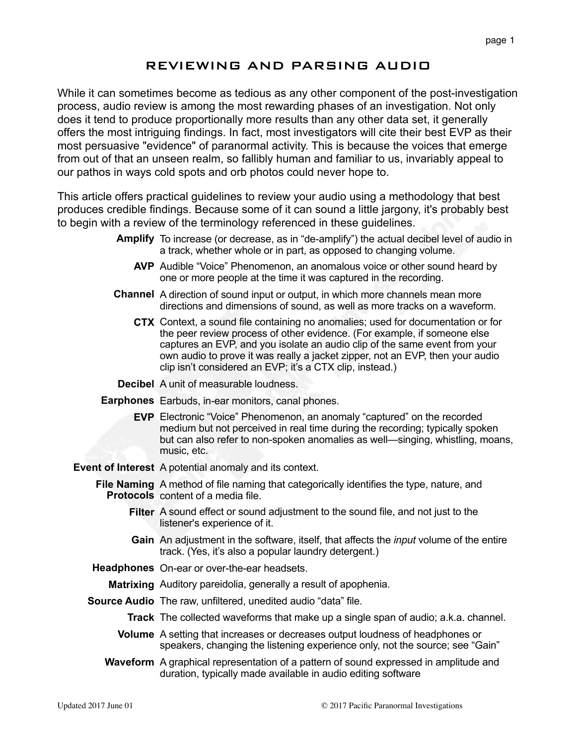# REVIEWING AND PARSING AUDIO

While it can sometimes become as tedious as any other component of the post-investigation process, audio review is among the most rewarding phases of an investigation. Not only does it tend to produce proportionally more results than any other data set, it generally offers the most intriguing findings. In fact, most investigators will cite their best EVP as their most persuasive "evidence" of paranormal activity. This is because the voices that emerge from out of that an unseen realm, so fallibly human and familiar to us, invariably appeal to our pathos in ways cold spots and orb photos could never hope to.

This article offers practical guidelines to review your audio using a methodology that best produces credible findings. Because some of it can sound a little jargony, it's probably best to begin with a review of the terminology referenced in these guidelines.

**Amplify** To increase (or decrease, as in "de-amplify") the actual decibel level of audio in a track, whether whole or in part, as opposed to changing volume.

**AVP** Audible "Voice" Phenomenon, an anomalous voice or other sound heard by one or more people at the time it was captured in the recording.

**Channel** A direction of sound input or output, in which more channels mean more directions and dimensions of sound, as well as more tracks on a waveform.

**CTX** Context, a sound file containing no anomalies; used for documentation or for the peer review process of other evidence. (For example, if someone else captures an EVP, and you isolate an audio clip of the same event from your own audio to prove it was really a jacket zipper, not an EVP, then your audio clip isn't considered an EVP; it's a CTX clip, instead.)

**Decibel** A unit of measurable loudness.

**Earphones** Earbuds, in-ear monitors, canal phones.

**EVP** Electronic "Voice" Phenomenon, an anomaly "captured" on the recorded medium but not perceived in real time during the recording; typically spoken but can also refer to non-spoken anomalies as well—singing, whistling, moans, music, etc.

**Event of Interest** A potential anomaly and its context.

**File Naming Protocols** A method of file naming that categorically identifies the type, nature, and content of a media file.

**Filter** A sound effect or sound adjustment to the sound file, and not just to the listener's experience of it.

**Gain** An adjustment in the software, itself, that affects the *input* volume of the entire track. (Yes, it's also a popular laundry detergent.)

**Headphones** On-ear or over-the-ear headsets.

**Matrixing** Auditory pareidolia, generally a result of apophenia.

**Source Audio** The raw, unfiltered, unedited audio "data" file.

**Track** The collected waveforms that make up a single span of audio; a.k.a. channel.

**Volume** A setting that increases or decreases output loudness of headphones or speakers, changing the listening experience only, not the source; see "Gain"

**Waveform** A graphical representation of a pattern of sound expressed in amplitude and duration, typically made available in audio editing software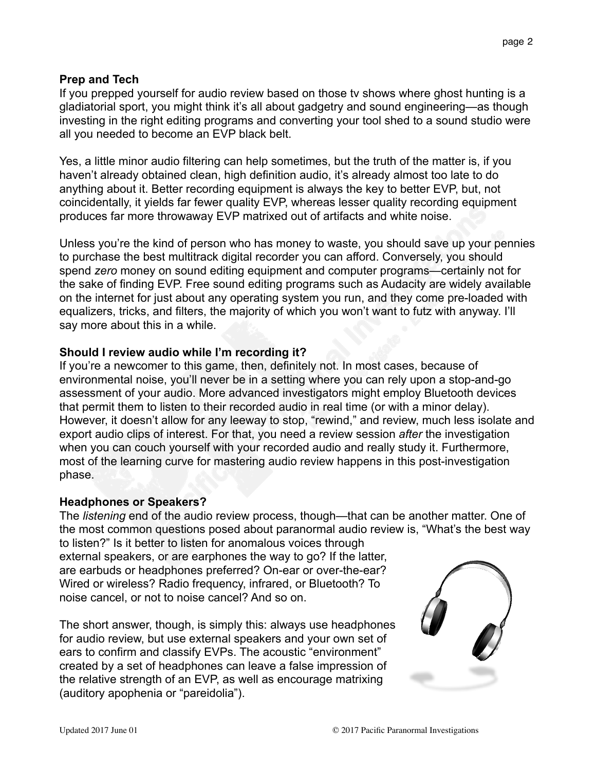**Prep and Tech**

If you prepped yourself for audio review based on those tv shows where ghost hunting is a gladiatorial sport, you might think it's all about gadgetry and sound engineering—as though investing in the right editing programs and converting your tool shed to a sound studio were all you needed to become an EVP black belt.

Yes, a little minor audio filtering can help sometimes, but the truth of the matter is, if you haven't already obtained clean, high definition audio, it's already almost too late to do anything about it. Better recording equipment is always the key to better EVP, but, not coincidentally, it yields far fewer quality EVP, whereas lesser quality recording equipment produces far more throwaway EVP matrixed out of artifacts and white noise.

Unless you're the kind of person who has money to waste, you should save up your pennies to purchase the best multitrack digital recorder you can afford. Conversely, you should spend *zero* money on sound editing equipment and computer programs—certainly not for the sake of finding EVP. Free sound editing programs such as Audacity are widely available on the internet for just about any operating system you run, and they come pre-loaded with equalizers, tricks, and filters, the majority of which you won't want to futz with anyway. I'll say more about this in a while.

**Should I review audio while I'm recording it?**

If you're a newcomer to this game, then, definitely not. In most cases, because of environmental noise, you'll never be in a setting where you can rely upon a stop-and-go assessment of your audio. More advanced investigators might employ Bluetooth devices that permit them to listen to their recorded audio in real time (or with a minor delay). However, it doesn't allow for any leeway to stop, "rewind," and review, much less isolate and export audio clips of interest. For that, you need a review session *after* the investigation when you can couch yourself with your recorded audio and really study it. Furthermore, most of the learning curve for mastering audio review happens in this post-investigation phase.

**Headphones or Speakers?**

The *listening* end of the audio review process, though—that can be another matter. One of the most common questions posed about paranormal audio review is, "What's the best way to listen?" Is it better to listen for anomalous voices through external speakers, or are earphones the way to go? If the latter, are earbuds or headphones preferred? On-ear or over-the-ear? Wired or wireless? Radio frequency, infrared, or Bluetooth? To noise cancel, or not to noise cancel? And so on.

The short answer, though, is simply this: always use headphones for audio review, but use external speakers and your own set of ears to confirm and classify EVPs. The acoustic "environment" created by a set of headphones can leave a false impression of the relative strength of an EVP, as well as encourage matrixing (auditory apophenia or "pareidolia").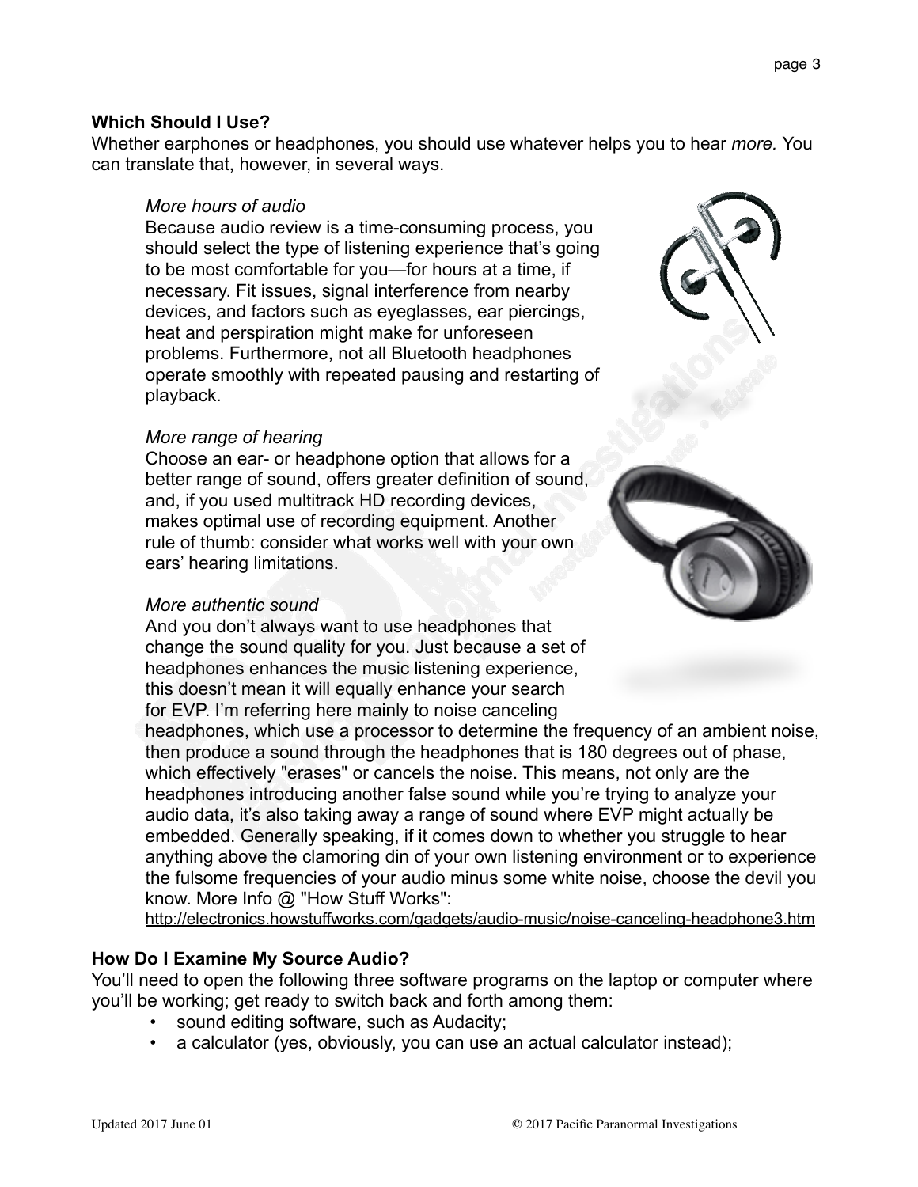**Which Should I Use?**

Whether earphones or headphones, you should use whatever helps you to hear *more.* You can translate that, however, in several ways.

*More hours of audio*

Because audio review is a time-consuming process, you should select the type of listening experience that's going to be most comfortable for you—for hours at a time, if necessary. Fit issues, signal interference from nearby devices, and factors such as eyeglasses, ear piercings, heat and perspiration might make for unforeseen problems. Furthermore, not all Bluetooth headphones operate smoothly with repeated pausing and restarting of playback.

*More range of hearing*

Choose an ear- or headphone option that allows for a better range of sound, offers greater definition of sound, and, if you used multitrack HD recording devices, makes optimal use of recording equipment. Another rule of thumb: consider what works well with your own ears' hearing limitations.

*More authentic sound*

And you don't always want to use headphones that change the sound quality for you. Just because a set of headphones enhances the music listening experience, this doesn't mean it will equally enhance your search for EVP. I'm referring here mainly to noise canceling headphones, which use a processor to determine the frequency of an ambient noise, then produce a sound through the headphones that is 180 degrees out of phase, which effectively "erases" or cancels the noise. This means, not only are the headphones introducing another false sound while you're trying to analyze your audio data, it's also taking away a range of sound where EVP might actually be embedded. Generally speaking, if it comes down to whether you struggle to hear anything above the clamoring din of your own listening environment or to experience the fulsome frequencies of your audio minus some white noise, choose the devil you know. More Info @ "How Stuff Works": http://electronics.howstuffworks.com/gadgets/audio-music/noise-canceling-headphone3.htm

**How Do I Examine My Source Audio?**

You'll need to open the following three software programs on the laptop or computer where you'll be working; get ready to switch back and forth among them:

- sound editing software, such as Audacity;
- a calculator (yes, obviously, you can use an actual calculator instead);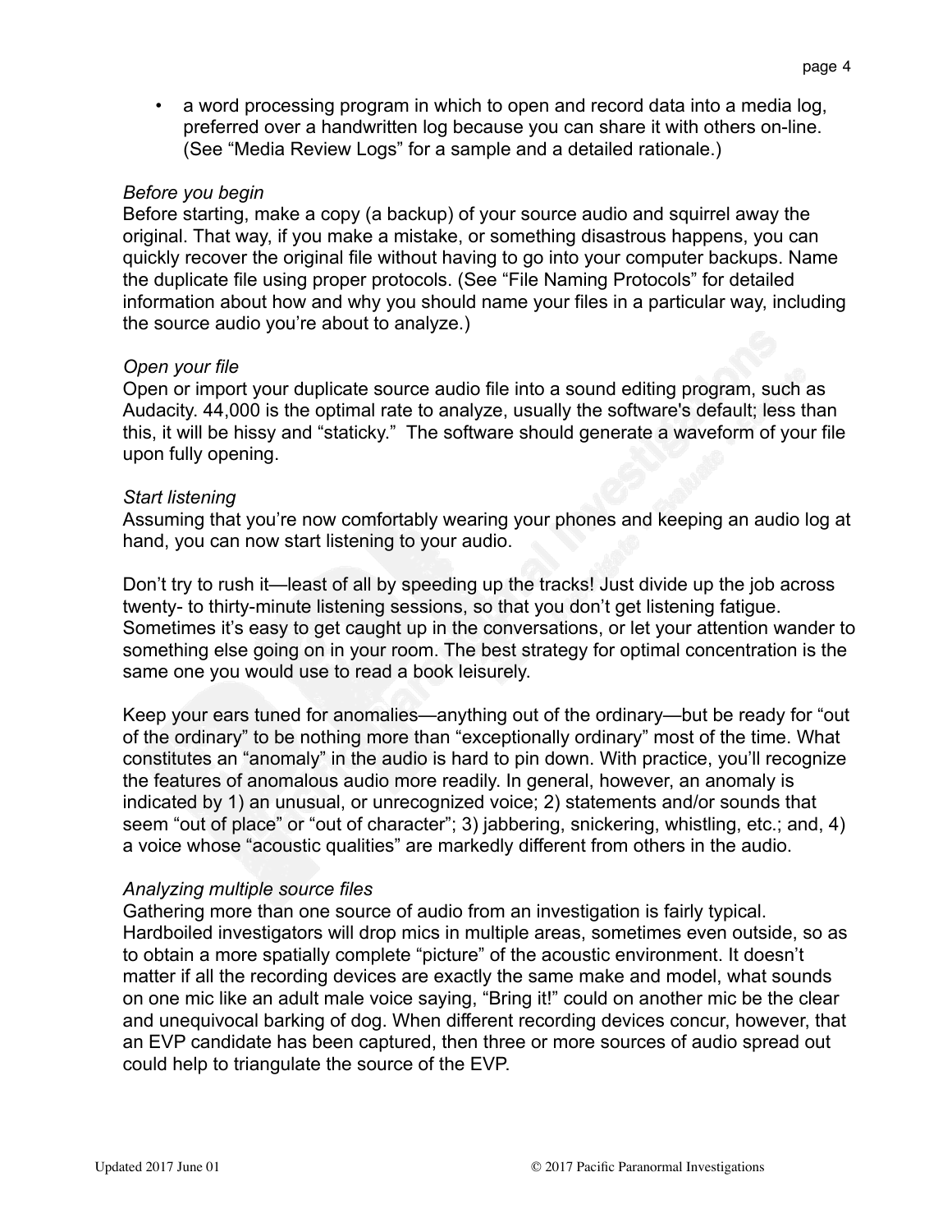- a word processing program in which to open and record data into a media log, preferred over a handwritten log because you can share it with others on-line. (See "Media Review Logs" for a sample and a detailed rationale.)

*Before you begin*

Before starting, make a copy (a backup) of your source audio and squirrel away the original. That way, if you make a mistake, or something disastrous happens, you can quickly recover the original file without having to go into your computer backups. Name the duplicate file using proper protocols. (See "File Naming Protocols" for detailed information about how and why you should name your files in a particular way, including the source audio you're about to analyze.)

*Open your file*

Open or import your duplicate source audio file into a sound editing program, such as Audacity. 44,000 is the optimal rate to analyze, usually the software's default; less than this, it will be hissy and "staticky." The software should generate a waveform of your file upon fully opening.

*Start listening*

Assuming that you're now comfortably wearing your phones and keeping an audio log at hand, you can now start listening to your audio.

Don't try to rush it—least of all by speeding up the tracks! Just divide up the job across twenty- to thirty-minute listening sessions, so that you don't get listening fatigue. Sometimes it's easy to get caught up in the conversations, or let your attention wander to something else going on in your room. The best strategy for optimal concentration is the same one you would use to read a book leisurely.

Keep your ears tuned for anomalies—anything out of the ordinary—but be ready for "out of the ordinary" to be nothing more than "exceptionally ordinary" most of the time. What constitutes an "anomaly" in the audio is hard to pin down. With practice, you'll recognize the features of anomalous audio more readily. In general, however, an anomaly is indicated by 1) an unusual, or unrecognized voice; 2) statements and/or sounds that seem "out of place" or "out of character"; 3) jabbering, snickering, whistling, etc.; and, 4) a voice whose "acoustic qualities" are markedly different from others in the audio.

*Analyzing multiple source files*

Gathering more than one source of audio from an investigation is fairly typical. Hardboiled investigators will drop mics in multiple areas, sometimes even outside, so as to obtain a more spatially complete "picture" of the acoustic environment. It doesn't matter if all the recording devices are exactly the same make and model, what sounds on one mic like an adult male voice saying, "Bring it!" could on another mic be the clear and unequivocal barking of dog. When different recording devices concur, however, that an EVP candidate has been captured, then three or more sources of audio spread out could help to triangulate the source of the EVP.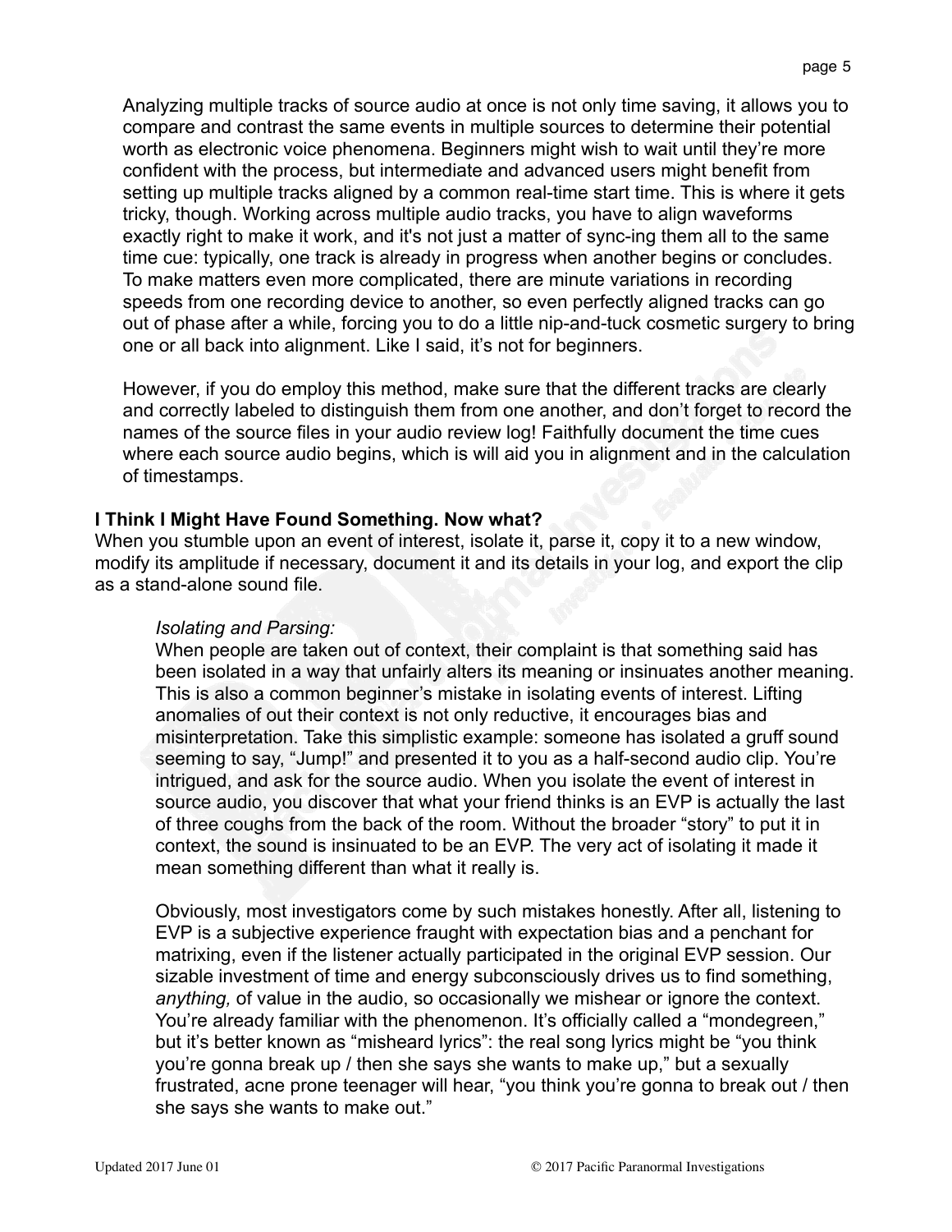Analyzing multiple tracks of source audio at once is not only time saving, it allows you to compare and contrast the same events in multiple sources to determine their potential worth as electronic voice phenomena. Beginners might wish to wait until they're more confident with the process, but intermediate and advanced users might benefit from setting up multiple tracks aligned by a common real-time start time. This is where it gets tricky, though. Working across multiple audio tracks, you have to align waveforms exactly right to make it work, and it's not just a matter of sync-ing them all to the same time cue: typically, one track is already in progress when another begins or concludes. To make matters even more complicated, there are minute variations in recording speeds from one recording device to another, so even perfectly aligned tracks can go out of phase after a while, forcing you to do a little nip-and-tuck cosmetic surgery to bring one or all back into alignment. Like I said, it's not for beginners.

However, if you do employ this method, make sure that the different tracks are clearly and correctly labeled to distinguish them from one another, and don't forget to record the names of the source files in your audio review log! Faithfully document the time cues where each source audio begins, which is will aid you in alignment and in the calculation of timestamps.

**I Think I Might Have Found Something. Now what?**

When you stumble upon an event of interest, isolate it, parse it, copy it to a new window, modify its amplitude if necessary, document it and its details in your log, and export the clip as a stand-alone sound file.

*Isolating and Parsing:*

When people are taken out of context, their complaint is that something said has been isolated in a way that unfairly alters its meaning or insinuates another meaning. This is also a common beginner's mistake in isolating events of interest. Lifting anomalies of out their context is not only reductive, it encourages bias and misinterpretation. Take this simplistic example: someone has isolated a gruff sound seeming to say, "Jump!" and presented it to you as a half-second audio clip. You're intrigued, and ask for the source audio. When you isolate the event of interest in source audio, you discover that what your friend thinks is an EVP is actually the last of three coughs from the back of the room. Without the broader "story" to put it in context, the sound is insinuated to be an EVP. The very act of isolating it made it mean something different than what it really is.

Obviously, most investigators come by such mistakes honestly. After all, listening to EVP is a subjective experience fraught with expectation bias and a penchant for matrixing, even if the listener actually participated in the original EVP session. Our sizable investment of time and energy subconsciously drives us to find something, *anything,* of value in the audio, so occasionally we mishear or ignore the context. You're already familiar with the phenomenon. It's officially called a "mondegreen," but it's better known as "misheard lyrics": the real song lyrics might be "you think you're gonna break up / then she says she wants to make up," but a sexually frustrated, acne prone teenager will hear, "you think you're gonna to break out / then she says she wants to make out."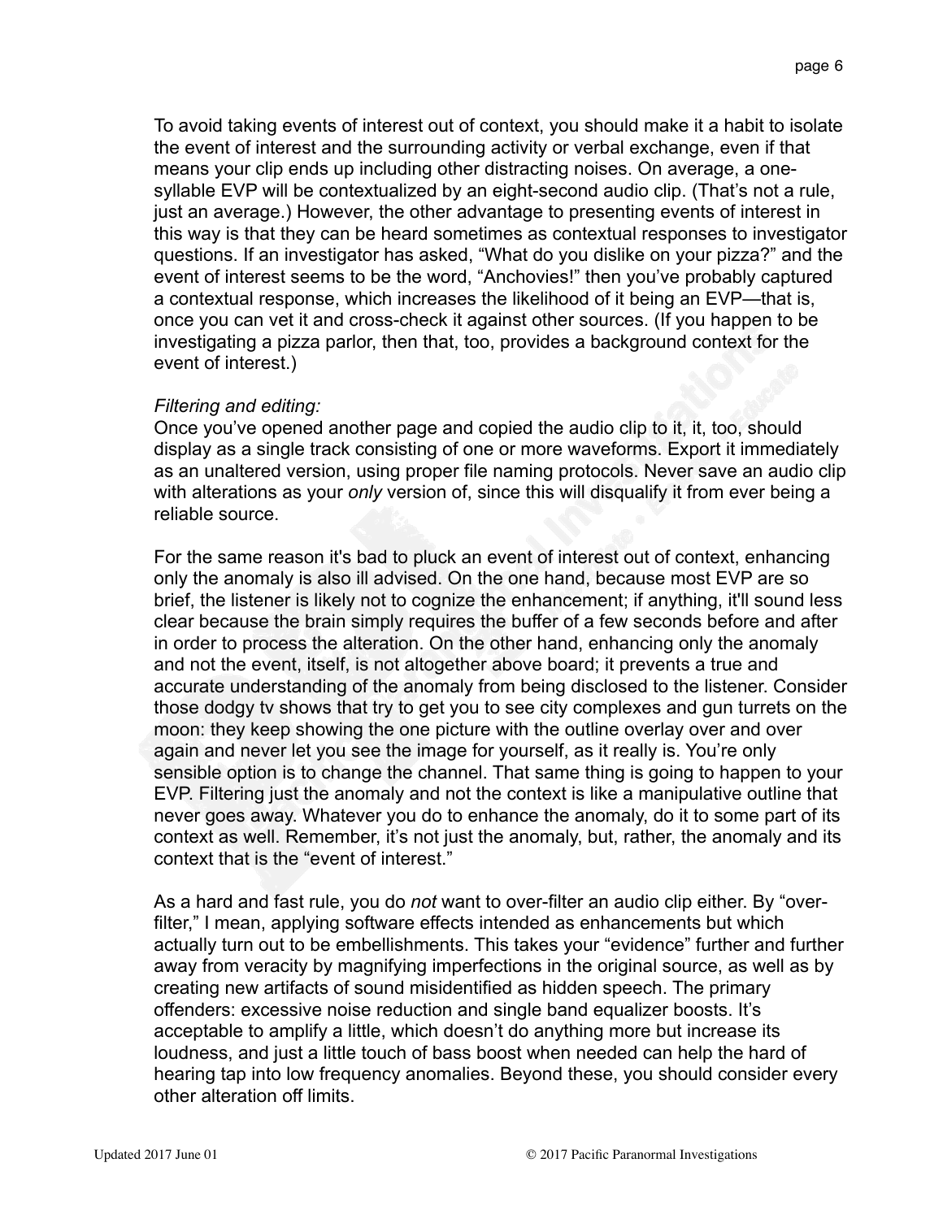To avoid taking events of interest out of context, you should make it a habit to isolate the event of interest and the surrounding activity or verbal exchange, even if that means your clip ends up including other distracting noises. On average, a one-syllable EVP will be contextualized by an eight-second audio clip. (That's not a rule, just an average.) However, the other advantage to presenting events of interest in this way is that they can be heard sometimes as contextual responses to investigator questions. If an investigator has asked, "What do you dislike on your pizza?" and the event of interest seems to be the word, "Anchovies!" then you've probably captured a contextual response, which increases the likelihood of it being an EVP—that is, once you can vet it and cross-check it against other sources. (If you happen to be investigating a pizza parlor, then that, too, provides a background context for the event of interest.)

*Filtering and editing:*
Once you've opened another page and copied the audio clip to it, it, too, should display as a single track consisting of one or more waveforms. Export it immediately as an unaltered version, using proper file naming protocols. Never save an audio clip with alterations as your *only* version of, since this will disqualify it from ever being a reliable source.

For the same reason it's bad to pluck an event of interest out of context, enhancing only the anomaly is also ill advised. On the one hand, because most EVP are so brief, the listener is likely not to cognize the enhancement; if anything, it'll sound less clear because the brain simply requires the buffer of a few seconds before and after in order to process the alteration. On the other hand, enhancing only the anomaly and not the event, itself, is not altogether above board; it prevents a true and accurate understanding of the anomaly from being disclosed to the listener. Consider those dodgy tv shows that try to get you to see city complexes and gun turrets on the moon: they keep showing the one picture with the outline overlay over and over again and never let you see the image for yourself, as it really is. You're only sensible option is to change the channel. That same thing is going to happen to your EVP. Filtering just the anomaly and not the context is like a manipulative outline that never goes away. Whatever you do to enhance the anomaly, do it to some part of its context as well. Remember, it's not just the anomaly, but, rather, the anomaly and its context that is the "event of interest."

As a hard and fast rule, you do *not* want to over-filter an audio clip either. By "over-filter," I mean, applying software effects intended as enhancements but which actually turn out to be embellishments. This takes your "evidence" further and further away from veracity by magnifying imperfections in the original source, as well as by creating new artifacts of sound misidentified as hidden speech. The primary offenders: excessive noise reduction and single band equalizer boosts. It's acceptable to amplify a little, which doesn't do anything more but increase its loudness, and just a little touch of bass boost when needed can help the hard of hearing tap into low frequency anomalies. Beyond these, you should consider every other alteration off limits.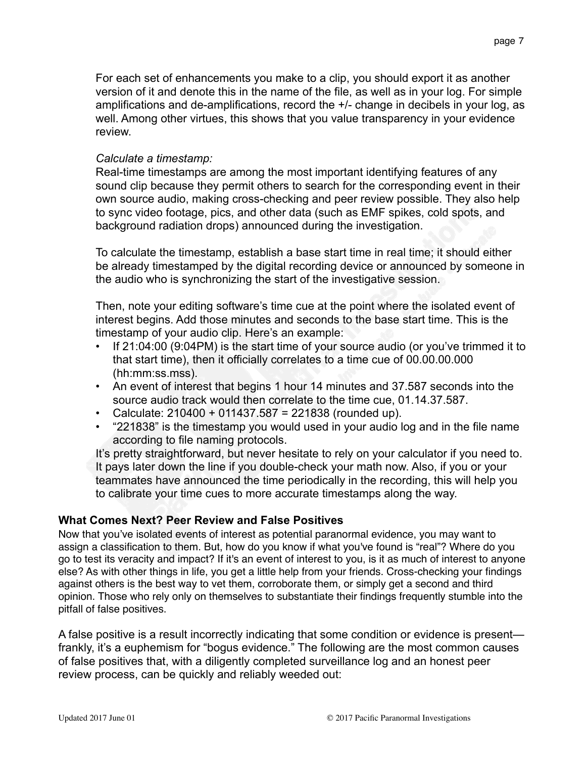For each set of enhancements you make to a clip, you should export it as another version of it and denote this in the name of the file, as well as in your log. For simple amplifications and de-amplifications, record the +/- change in decibels in your log, as well. Among other virtues, this shows that you value transparency in your evidence review.

*Calculate a timestamp:*
Real-time timestamps are among the most important identifying features of any sound clip because they permit others to search for the corresponding event in their own source audio, making cross-checking and peer review possible. They also help to sync video footage, pics, and other data (such as EMF spikes, cold spots, and background radiation drops) announced during the investigation.

To calculate the timestamp, establish a base start time in real time; it should either be already timestamped by the digital recording device or announced by someone in the audio who is synchronizing the start of the investigative session.

Then, note your editing software's time cue at the point where the isolated event of interest begins. Add those minutes and seconds to the base start time. This is the timestamp of your audio clip. Here's an example:

- If 21:04:00 (9:04PM) is the start time of your source audio (or you've trimmed it to that start time), then it officially correlates to a time cue of 00.00.00.000 (hh:mm:ss.mss).
- An event of interest that begins 1 hour 14 minutes and 37.587 seconds into the source audio track would then correlate to the time cue, 01.14.37.587.
- Calculate: 210400 + 011437.587 = 221838 (rounded up).
- "221838" is the timestamp you would used in your audio log and in the file name according to file naming protocols.

It's pretty straightforward, but never hesitate to rely on your calculator if you need to. It pays later down the line if you double-check your math now. Also, if you or your teammates have announced the time periodically in the recording, this will help you to calibrate your time cues to more accurate timestamps along the way.

### What Comes Next? Peer Review and False Positives

Now that you've isolated events of interest as potential paranormal evidence, you may want to assign a classification to them. But, how do you know if what you've found is "real"? Where do you go to test its veracity and impact? If it's an event of interest to you, is it as much of interest to anyone else? As with other things in life, you get a little help from your friends. Cross-checking your findings against others is the best way to vet them, corroborate them, or simply get a second and third opinion. Those who rely only on themselves to substantiate their findings frequently stumble into the pitfall of false positives.

A false positive is a result incorrectly indicating that some condition or evidence is present—frankly, it's a euphemism for "bogus evidence." The following are the most common causes of false positives that, with a diligently completed surveillance log and an honest peer review process, can be quickly and reliably weeded out: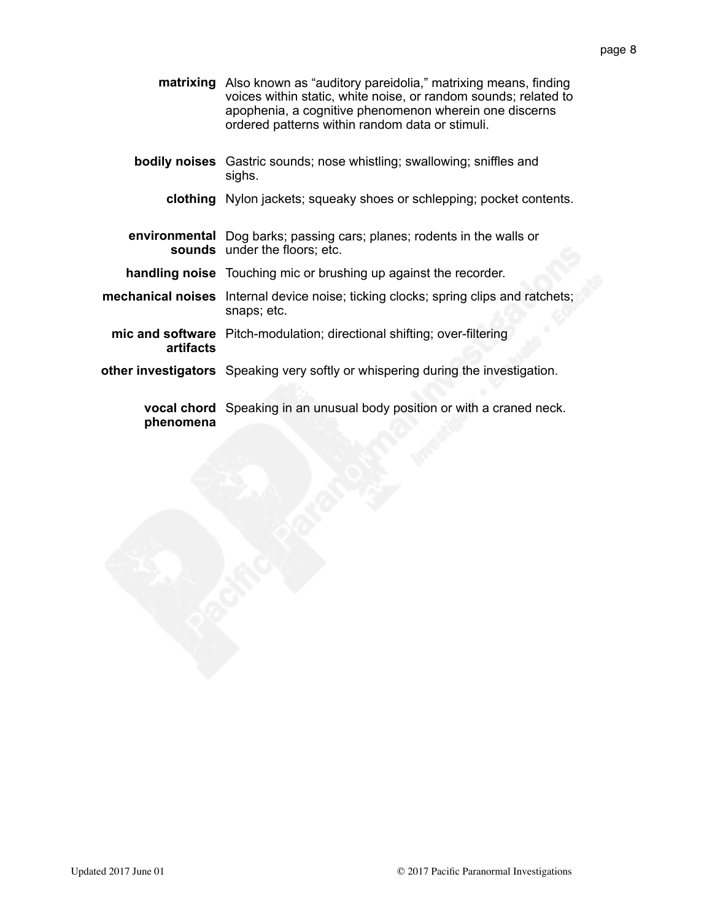**matrixing** Also known as "auditory pareidolia," matrixing means, finding voices within static, white noise, or random sounds; related to apophenia, a cognitive phenomenon wherein one discerns ordered patterns within random data or stimuli.

**bodily noises** Gastric sounds; nose whistling; swallowing; sniffles and sighs.

**clothing** Nylon jackets; squeaky shoes or schlepping; pocket contents.

**environmental sounds** Dog barks; passing cars; planes; rodents in the walls or under the floors; etc.

**handling noise** Touching mic or brushing up against the recorder.

**mechanical noises** Internal device noise; ticking clocks; spring clips and ratchets; snaps; etc.

**mic and software artifacts** Pitch-modulation; directional shifting; over-filtering

**other investigators** Speaking very softly or whispering during the investigation.

**vocal chord phenomena** Speaking in an unusual body position or with a craned neck.

Updated 2017 June 01

© 2017 Pacific Paranormal Investigations